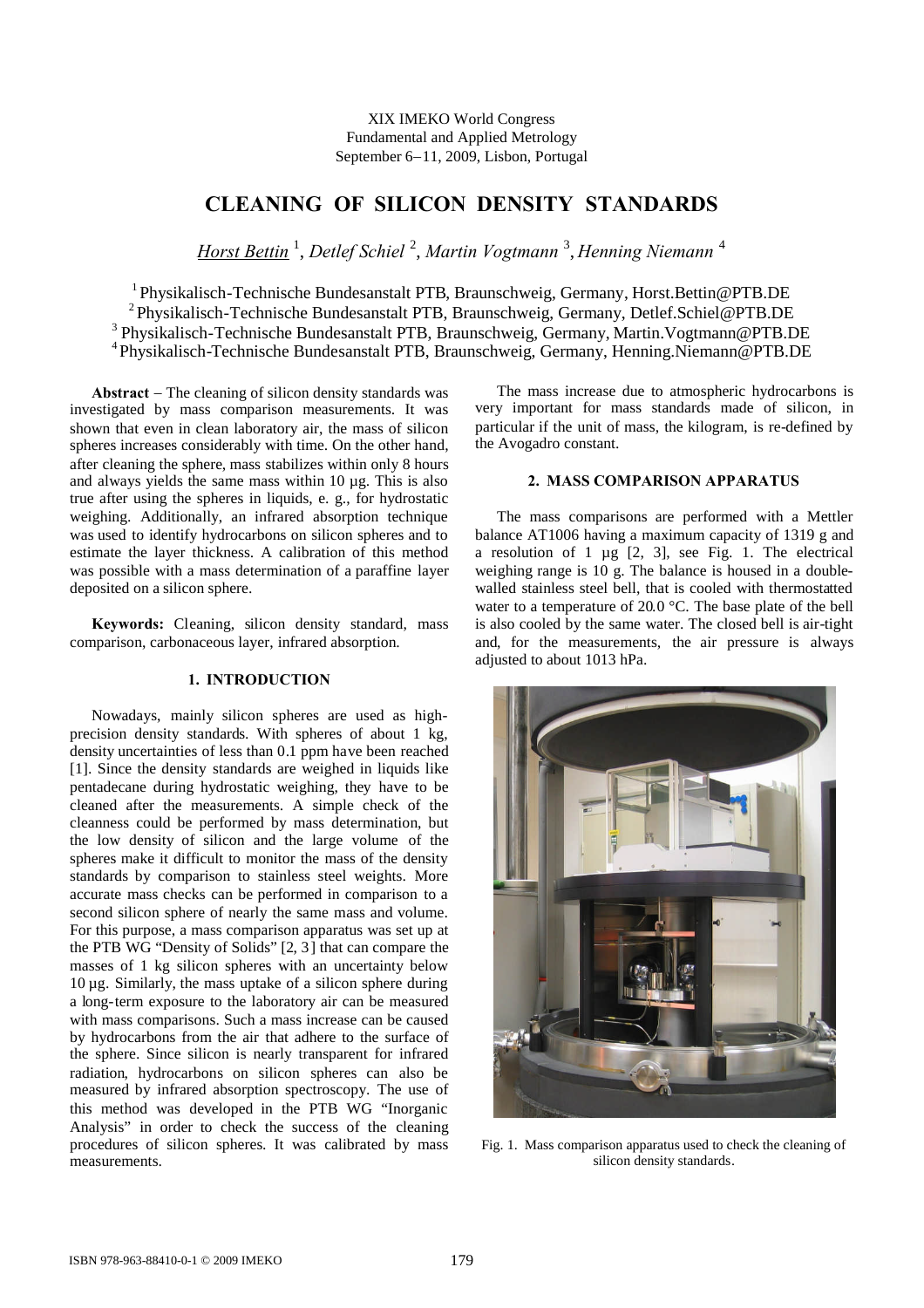XIX IMEKO World Congress
Fundamental and Applied Metrology
September 6−11, 2009, Lisbon, Portugal

# CLEANING OF SILICON DENSITY STANDARDS

*Horst Bettin* [1], *Detlef Schiel* [2], *Martin Vogtmann* [3], *Henning Niemann* [4]

[1] Physikalisch-Technische Bundesanstalt PTB, Braunschweig, Germany, Horst.Bettin@PTB.DE
[2] Physikalisch-Technische Bundesanstalt PTB, Braunschweig, Germany, Detlef.Schiel@PTB.DE
[3] Physikalisch-Technische Bundesanstalt PTB, Braunschweig, Germany, Martin.Vogtmann@PTB.DE
[4] Physikalisch-Technische Bundesanstalt PTB, Braunschweig, Germany, Henning.Niemann@PTB.DE

**Abstract** – The cleaning of silicon density standards was investigated by mass comparison measurements. It was shown that even in clean laboratory air, the mass of silicon spheres increases considerably with time. On the other hand, after cleaning the sphere, mass stabilizes within only 8 hours and always yields the same mass within 10 µg. This is also true after using the spheres in liquids, e. g., for hydrostatic weighing. Additionally, an infrared absorption technique was used to identify hydrocarbons on silicon spheres and to estimate the layer thickness. A calibration of this method was possible with a mass determination of a paraffine layer deposited on a silicon sphere.

**Keywords:** Cleaning, silicon density standard, mass comparison, carbonaceous layer, infrared absorption.

## 1. INTRODUCTION

Nowadays, mainly silicon spheres are used as high-precision density standards. With spheres of about 1 kg, density uncertainties of less than 0.1 ppm have been reached [1]. Since the density standards are weighed in liquids like pentadecane during hydrostatic weighing, they have to be cleaned after the measurements. A simple check of the cleanness could be performed by mass determination, but the low density of silicon and the large volume of the spheres make it difficult to monitor the mass of the density standards by comparison to stainless steel weights. More accurate mass checks can be performed in comparison to a second silicon sphere of nearly the same mass and volume. For this purpose, a mass comparison apparatus was set up at the PTB WG "Density of Solids" [2, 3] that can compare the masses of 1 kg silicon spheres with an uncertainty below 10 µg. Similarly, the mass uptake of a silicon sphere during a long-term exposure to the laboratory air can be measured with mass comparisons. Such a mass increase can be caused by hydrocarbons from the air that adhere to the surface of the sphere. Since silicon is nearly transparent for infrared radiation, hydrocarbons on silicon spheres can also be measured by infrared absorption spectroscopy. The use of this method was developed in the PTB WG "Inorganic Analysis" in order to check the success of the cleaning procedures of silicon spheres. It was calibrated by mass measurements.

The mass increase due to atmospheric hydrocarbons is very important for mass standards made of silicon, in particular if the unit of mass, the kilogram, is re-defined by the Avogadro constant.

## 2. MASS COMPARISON APPARATUS

The mass comparisons are performed with a Mettler balance AT1006 having a maximum capacity of 1319 g and a resolution of 1 µg [2, 3], see Fig. 1. The electrical weighing range is 10 g. The balance is housed in a double-walled stainless steel bell, that is cooled with thermostatted water to a temperature of 20.0 °C. The base plate of the bell is also cooled by the same water. The closed bell is air-tight and, for the measurements, the air pressure is always adjusted to about 1013 hPa.

Fig. 1. Mass comparison apparatus used to check the cleaning of silicon density standards.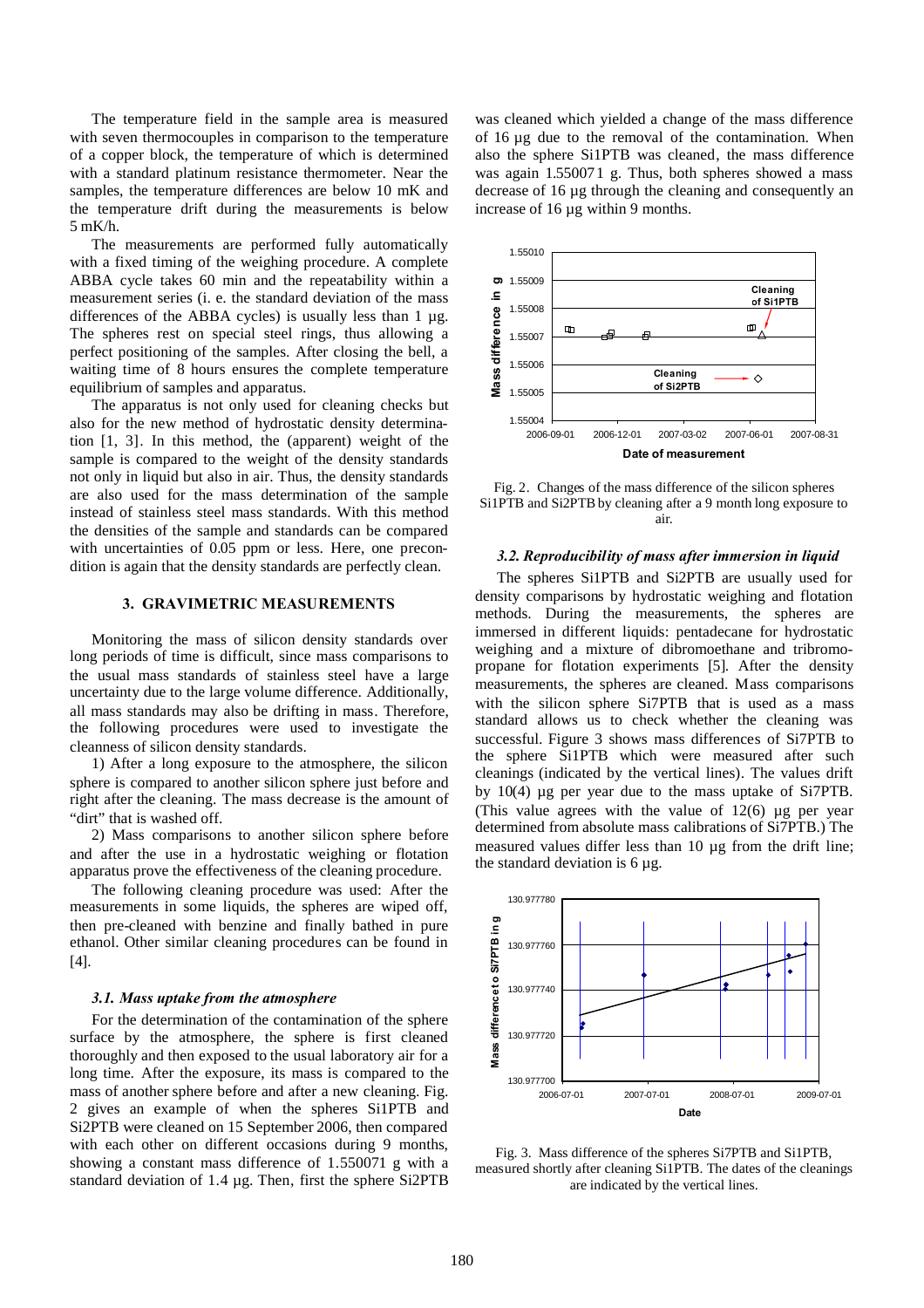The temperature field in the sample area is measured with seven thermocouples in comparison to the temperature of a copper block, the temperature of which is determined with a standard platinum resistance thermometer. Near the samples, the temperature differences are below 10 mK and the temperature drift during the measurements is below 5 mK/h.

The measurements are performed fully automatically with a fixed timing of the weighing procedure. A complete ABBA cycle takes 60 min and the repeatability within a measurement series (i. e. the standard deviation of the mass differences of the ABBA cycles) is usually less than 1 µg. The spheres rest on special steel rings, thus allowing a perfect positioning of the samples. After closing the bell, a waiting time of 8 hours ensures the complete temperature equilibrium of samples and apparatus.

The apparatus is not only used for cleaning checks but also for the new method of hydrostatic density determination [1, 3]. In this method, the (apparent) weight of the sample is compared to the weight of the density standards not only in liquid but also in air. Thus, the density standards are also used for the mass determination of the sample instead of stainless steel mass standards. With this method the densities of the sample and standards can be compared with uncertainties of 0.05 ppm or less. Here, one precondition is again that the density standards are perfectly clean.

## 3. GRAVIMETRIC MEASUREMENTS

Monitoring the mass of silicon density standards over long periods of time is difficult, since mass comparisons to the usual mass standards of stainless steel have a large uncertainty due to the large volume difference. Additionally, all mass standards may also be drifting in mass. Therefore, the following procedures were used to investigate the cleanness of silicon density standards.

1) After a long exposure to the atmosphere, the silicon sphere is compared to another silicon sphere just before and right after the cleaning. The mass decrease is the amount of "dirt" that is washed off.

2) Mass comparisons to another silicon sphere before and after the use in a hydrostatic weighing or flotation apparatus prove the effectiveness of the cleaning procedure.

The following cleaning procedure was used: After the measurements in some liquids, the spheres are wiped off, then pre-cleaned with benzine and finally bathed in pure ethanol. Other similar cleaning procedures can be found in [4].

### *3.1. Mass uptake from the atmosphere*

For the determination of the contamination of the sphere surface by the atmosphere, the sphere is first cleaned thoroughly and then exposed to the usual laboratory air for a long time. After the exposure, its mass is compared to the mass of another sphere before and after a new cleaning. Fig. 2 gives an example of when the spheres Si1PTB and Si2PTB were cleaned on 15 September 2006, then compared with each other on different occasions during 9 months, showing a constant mass difference of 1.550071 g with a standard deviation of 1.4 µg. Then, first the sphere Si2PTB was cleaned which yielded a change of the mass difference of 16 µg due to the removal of the contamination. When also the sphere Si1PTB was cleaned, the mass difference was again 1.550071 g. Thus, both spheres showed a mass decrease of 16 µg through the cleaning and consequently an increase of 16 µg within 9 months.

Fig. 2. Changes of the mass difference of the silicon spheres Si1PTB and Si2PTB by cleaning after a 9 month long exposure to air.

### *3.2. Reproducibility of mass after immersion in liquid*

The spheres Si1PTB and Si2PTB are usually used for density comparisons by hydrostatic weighing and flotation methods. During the measurements, the spheres are immersed in different liquids: pentadecane for hydrostatic weighing and a mixture of dibromoethane and tribromopropane for flotation experiments [5]. After the density measurements, the spheres are cleaned. Mass comparisons with the silicon sphere Si7PTB that is used as a mass standard allows us to check whether the cleaning was successful. Figure 3 shows mass differences of Si7PTB to the sphere Si1PTB which were measured after such cleanings (indicated by the vertical lines). The values drift by 10(4) µg per year due to the mass uptake of Si7PTB. (This value agrees with the value of 12(6) µg per year determined from absolute mass calibrations of Si7PTB.) The measured values differ less than 10 µg from the drift line; the standard deviation is 6 µg.

Fig. 3. Mass difference of the spheres Si7PTB and Si1PTB, measured shortly after cleaning Si1PTB. The dates of the cleanings are indicated by the vertical lines.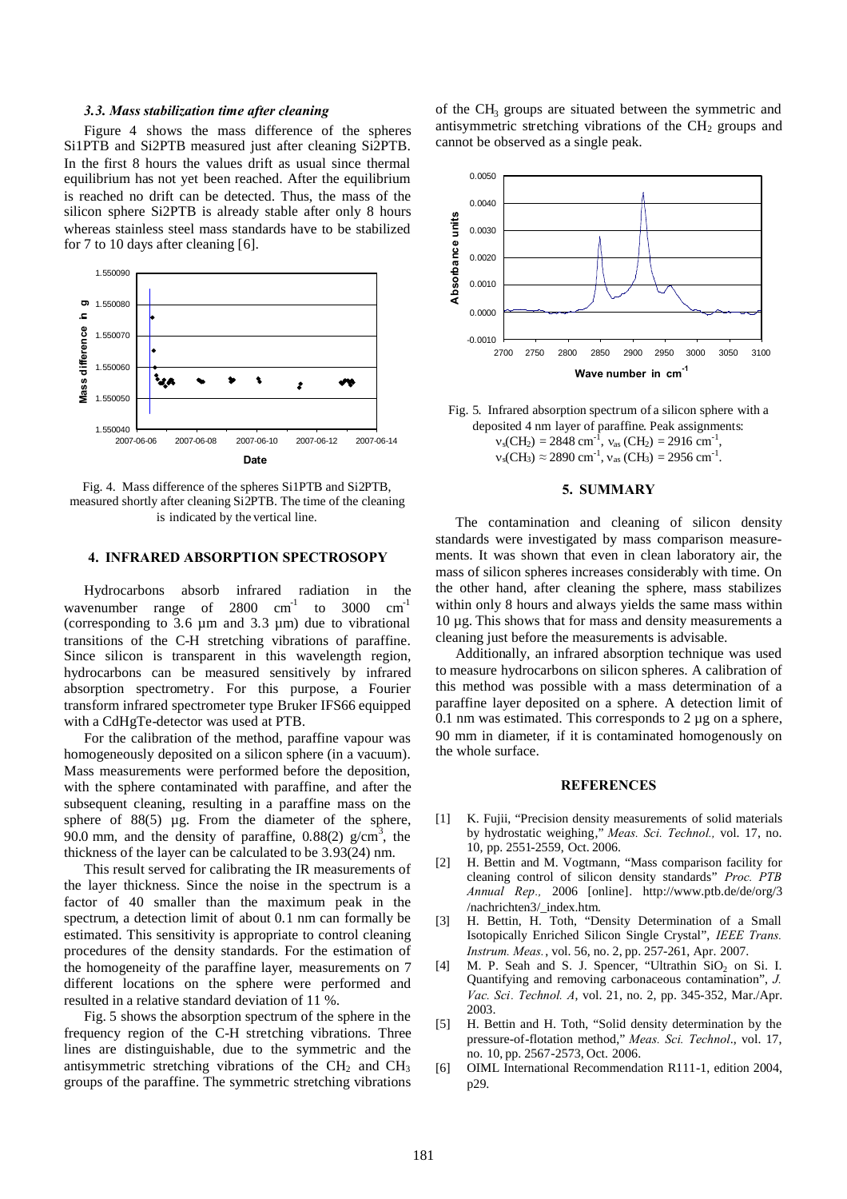### *3.3. Mass stabilization time after cleaning*

Figure 4 shows the mass difference of the spheres Si1PTB and Si2PTB measured just after cleaning Si2PTB. In the first 8 hours the values drift as usual since thermal equilibrium has not yet been reached. After the equilibrium is reached no drift can be detected. Thus, the mass of the silicon sphere Si2PTB is already stable after only 8 hours whereas stainless steel mass standards have to be stabilized for 7 to 10 days after cleaning [6].

Mass difference in g

1.550090
1.550080
1.550070
1.550060
1.550050
1.550040

2007-06-06
2007-06-08
2007-06-10
2007-06-12
2007-06-14

Date

Fig. 4. Mass difference of the spheres Si1PTB and Si2PTB, measured shortly after cleaning Si2PTB. The time of the cleaning is indicated by the vertical line.

## 4. INFRARED ABSORPTION SPECTROSOPY

Hydrocarbons absorb infrared radiation in the wavenumber range of 2800 $cm^{-1}$ to 3000 $cm^{-1}$ (corresponding to 3.6 µm and 3.3 µm) due to vibrational transitions of the C-H stretching vibrations of paraffine. Since silicon is transparent in this wavelength region, hydrocarbons can be measured sensitively by infrared absorption spectrometry. For this purpose, a Fourier transform infrared spectrometer type Bruker IFS66 equipped with a CdHgTe-detector was used at PTB.

For the calibration of the method, paraffine vapour was homogeneously deposited on a silicon sphere (in a vacuum). Mass measurements were performed before the deposition, with the sphere contaminated with paraffine, and after the subsequent cleaning, resulting in a paraffine mass on the sphere of 88(5) µg. From the diameter of the sphere, 90.0 mm, and the density of paraffine, 0.88(2) $g/cm^3$, the thickness of the layer can be calculated to be 3.93(24) nm.

This result served for calibrating the IR measurements of the layer thickness. Since the noise in the spectrum is a factor of 40 smaller than the maximum peak in the spectrum, a detection limit of about 0.1 nm can formally be estimated. This sensitivity is appropriate to control cleaning procedures of the density standards. For the estimation of the homogeneity of the paraffine layer, measurements on 7 different locations on the sphere were performed and resulted in a relative standard deviation of 11 %.

Fig. 5 shows the absorption spectrum of the sphere in the frequency region of the C-H stretching vibrations. Three lines are distinguishable, due to the symmetric and the antisymmetric stretching vibrations of the $CH_2$ and $CH_3$ groups of the paraffine. The symmetric stretching vibrations of the $CH_3$ groups are situated between the symmetric and antisymmetric stretching vibrations of the $CH_2$ groups and cannot be observed as a single peak.

Absorbance units

0.0050
0.0040
0.0030
0.0020
0.0010
0.0000
-0.0010

2700 2750 2800 2850 2900 2950 3000 3050 3100

Wave number in $cm^{-1}$

Fig. 5. Infrared absorption spectrum of a silicon sphere with a deposited 4 nm layer of paraffine. Peak assignments: $\nu_s(CH_2) = 2848$ $cm^{-1}$, $\nu_{as}(CH_2) = 2916$ $cm^{-1}$, $\nu_s(CH_3) \approx 2890$ $cm^{-1}$, $\nu_{as}(CH_3) = 2956$ $cm^{-1}$.

## 5. SUMMARY

The contamination and cleaning of silicon density standards were investigated by mass comparison measurements. It was shown that even in clean laboratory air, the mass of silicon spheres increases considerably with time. On the other hand, after cleaning the sphere, mass stabilizes within only 8 hours and always yields the same mass within 10 µg. This shows that for mass and density measurements a cleaning just before the measurements is advisable.

Additionally, an infrared absorption technique was used to measure hydrocarbons on silicon spheres. A calibration of this method was possible with a mass determination of a paraffine layer deposited on a sphere. A detection limit of 0.1 nm was estimated. This corresponds to 2 µg on a sphere, 90 mm in diameter, if it is contaminated homogenously on the whole surface.

## REFERENCES

[1] K. Fujii, "Precision density measurements of solid materials by hydrostatic weighing," *Meas. Sci. Technol.,* vol. 17, no. 10, pp. 2551-2559, Oct. 2006.

[2] H. Bettin and M. Vogtmann, "Mass comparison facility for cleaning control of silicon density standards" *Proc. PTB Annual Rep.,* 2006 [online]. http://www.ptb.de/de/org/3/nachrichten3/_index.htm.

[3] H. Bettin, H. Toth, "Density Determination of a Small Isotopically Enriched Silicon Single Crystal", *IEEE Trans. Instrum. Meas.*, vol. 56, no. 2, pp. 257-261, Apr. 2007.

[4] M. P. Seah and S. J. Spencer, "Ultrathin $SiO_2$ on Si. I. Quantifying and removing carbonaceous contamination", *J. Vac. Sci. Technol. A*, vol. 21, no. 2, pp. 345-352, Mar./Apr. 2003.

[5] H. Bettin and H. Toth, "Solid density determination by the pressure-of-flotation method," *Meas. Sci. Technol.*, vol. 17, no. 10, pp. 2567-2573, Oct. 2006.

[6] OIML International Recommendation R111-1, edition 2004, p29.